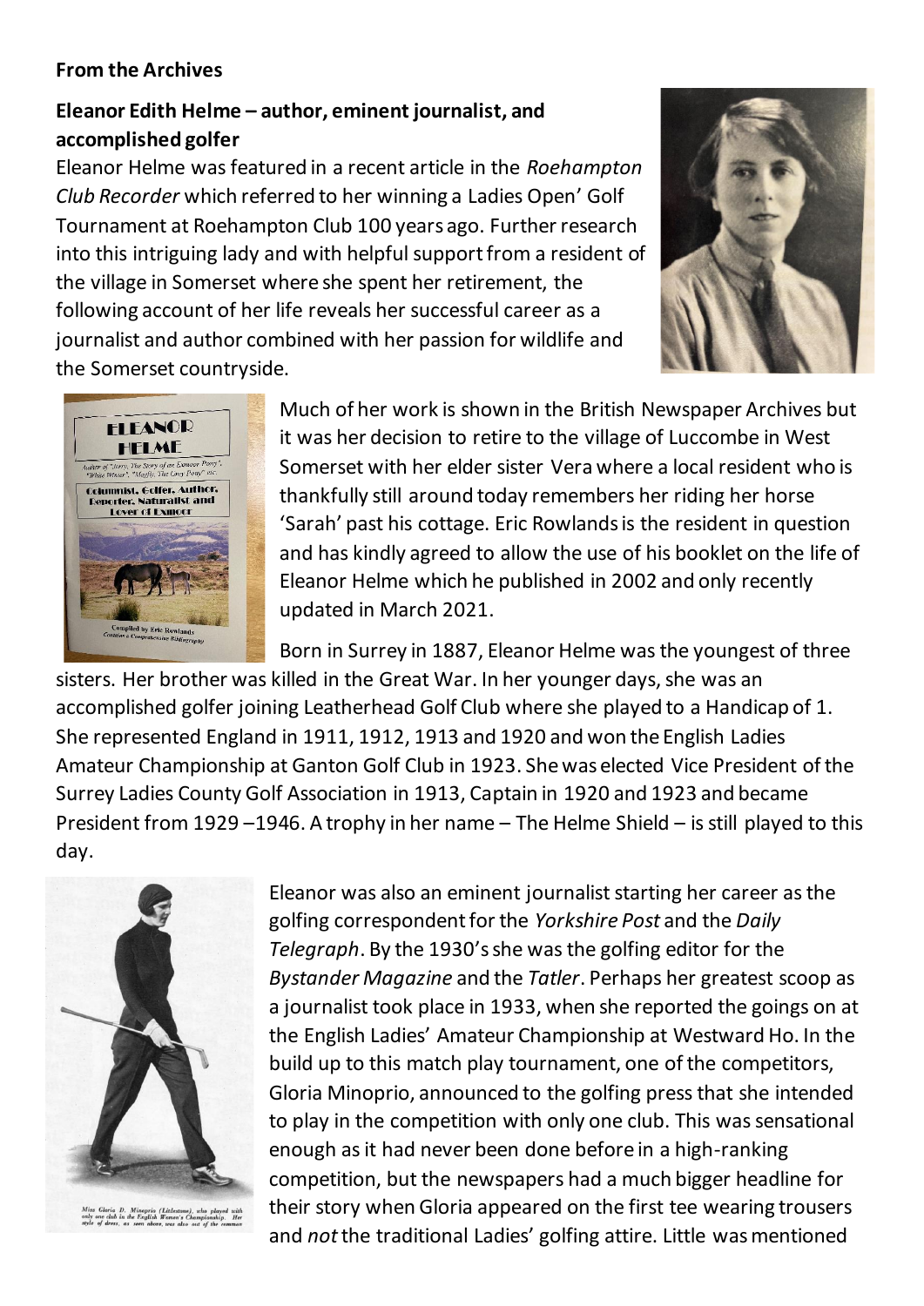**From the Archives**

## Eleanor Edith Helme – author, eminent journalist, and accomplished golfer

Eleanor Helme was featured in a recent article in the *Roehampton Club Recorder* which referred to her winning a Ladies Open' Golf Tournament at Roehampton Club 100 years ago. Further research into this intriguing lady and with helpful support from a resident of the village in Somerset where she spent her retirement, the following account of her life reveals her successful career as a journalist and author combined with her passion for wildlife and the Somerset countryside.

Much of her work is shown in the British Newspaper Archives but it was her decision to retire to the village of Luccombe in West Somerset with her elder sister Vera where a local resident who is thankfully still around today remembers her riding her horse 'Sarah' past his cottage. Eric Rowlands is the resident in question and has kindly agreed to allow the use of his booklet on the life of Eleanor Helme which he published in 2002 and only recently updated in March 2021.

Born in Surrey in 1887, Eleanor Helme was the youngest of three sisters. Her brother was killed in the Great War. In her younger days, she was an accomplished golfer joining Leatherhead Golf Club where she played to a Handicap of 1. She represented England in 1911, 1912, 1913 and 1920 and won the English Ladies Amateur Championship at Ganton Golf Club in 1923. She was elected Vice President of the Surrey Ladies County Golf Association in 1913, Captain in 1920 and 1923 and became President from 1929 –1946. A trophy in her name – The Helme Shield – is still played to this day.

Miss Gloria D. Minoprio (Littlestone), who played with only one club in the English Women's Championship. Her style of dress, as seen above, was also out of the common

Eleanor was also an eminent journalist starting her career as the golfing correspondent for the *Yorkshire Post* and the *Daily Telegraph*. By the 1930's she was the golfing editor for the *Bystander Magazine* and the *Tatler*. Perhaps her greatest scoop as a journalist took place in 1933, when she reported the goings on at the English Ladies' Amateur Championship at Westward Ho. In the build up to this match play tournament, one of the competitors, Gloria Minoprio, announced to the golfing press that she intended to play in the competition with only one club. This was sensational enough as it had never been done before in a high-ranking competition, but the newspapers had a much bigger headline for their story when Gloria appeared on the first tee wearing trousers and *not* the traditional Ladies' golfing attire. Little was mentioned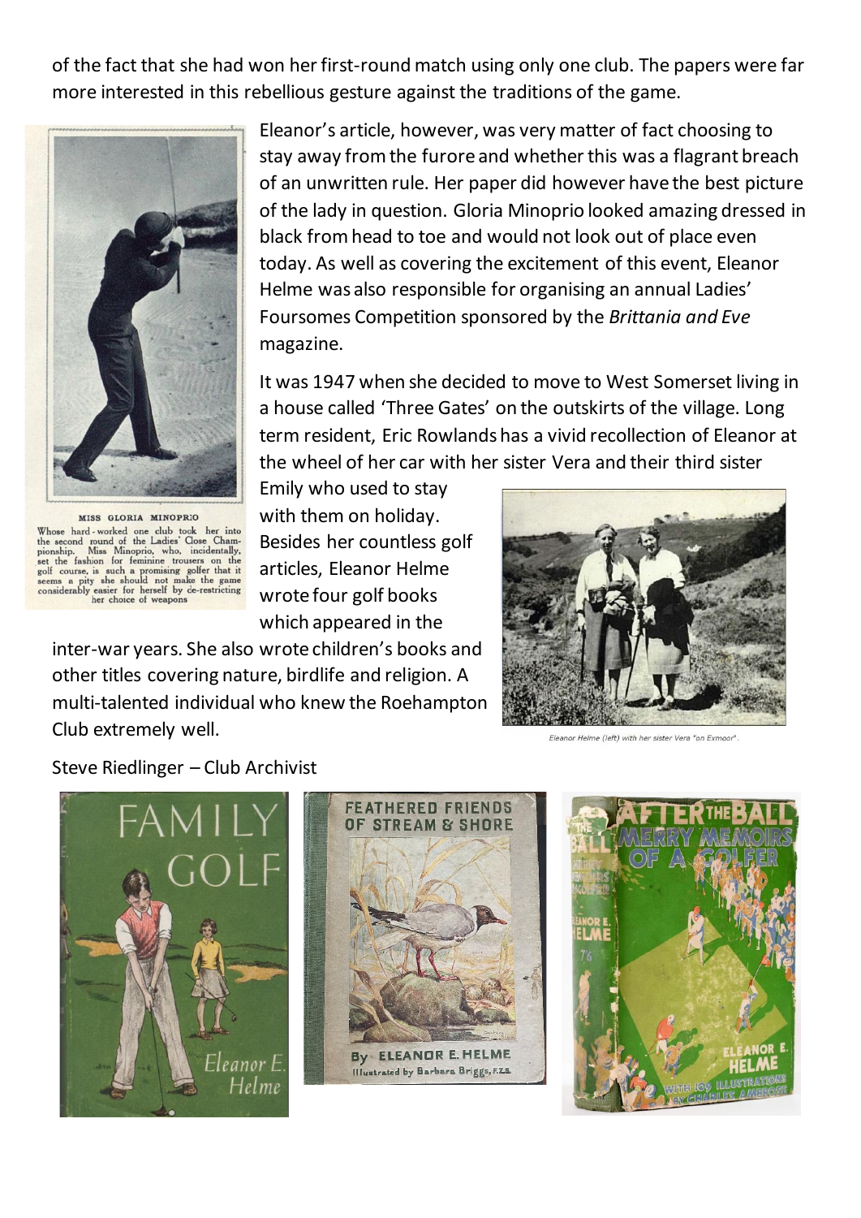of the fact that she had won her first-round match using only one club. The papers were far more interested in this rebellious gesture against the traditions of the game.

MISS GLORIA MINOPRIO

Whose hard-worked one club took her into the second round of the Ladies' Close Championship. Miss Minoprio, who, incidentally, set the fashion for feminine trousers on the golf course, is such a promising golfer that it seems a pity she should not make the game considerably easier for herself by de-restricting her choice of weapons

Eleanor's article, however, was very matter of fact choosing to stay away from the furore and whether this was a flagrant breach of an unwritten rule. Her paper did however have the best picture of the lady in question. Gloria Minoprio looked amazing dressed in black from head to toe and would not look out of place even today. As well as covering the excitement of this event, Eleanor Helme was also responsible for organising an annual Ladies' Foursomes Competition sponsored by the *Brittania and Eve* magazine.

It was 1947 when she decided to move to West Somerset living in a house called 'Three Gates' on the outskirts of the village. Long term resident, Eric Rowlands has a vivid recollection of Eleanor at the wheel of her car with her sister Vera and their third sister Emily who used to stay with them on holiday. Besides her countless golf articles, Eleanor Helme wrote four golf books which appeared in the inter-war years. She also wrote children's books and other titles covering nature, birdlife and religion. A multi-talented individual who knew the Roehampton Club extremely well.

Eleanor Helme (left) with her sister Vera "on Exmoor".

Steve Riedlinger – Club Archivist

FAMILY GOLF

Eleanor E. Helme

FEATHERED FRIENDS OF STREAM & SHORE

By ELEANOR E. HELME

Illustrated by Barbara Briggs, F.Z.S.

AFTER THE BALL

MERRY MEMOIRS OF A GOLFER

ELEANOR E. HELME

WITH 109 ILLUSTRATIONS BY CHARLES AMBROSE